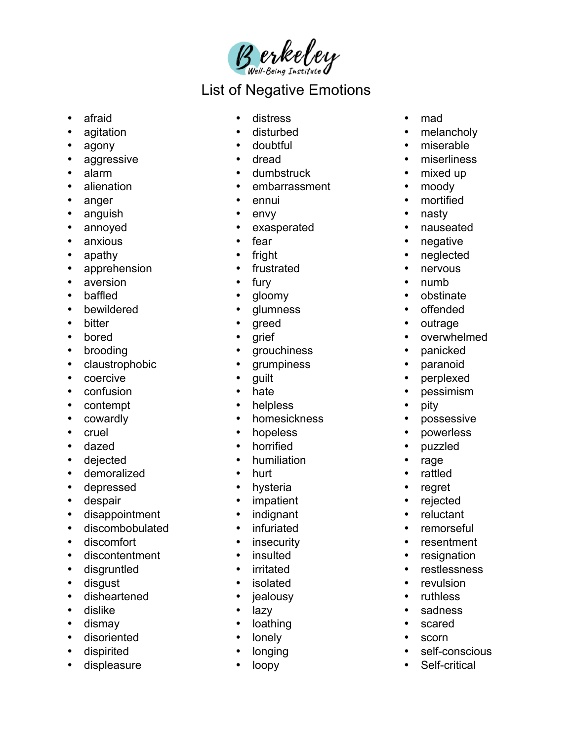Berkeley Well-Being Institute

# List of Negative Emotions

- afraid
- agitation
- agony
- aggressive
- alarm
- alienation
- anger
- anguish
- annoyed
- anxious
- apathy
- apprehension
- aversion
- baffled
- bewildered
- bitter
- bored
- brooding
- claustrophobic
- coercive
- confusion
- contempt
- cowardly
- cruel
- dazed
- dejected
- demoralized
- depressed
- despair
- disappointment
- discombobulated
- discomfort
- discontentment
- disgruntled
- disgust
- disheartened
- dislike
- dismay
- disoriented
- dispirited
- displeasure
- distress
- disturbed
- doubtful
- dread
- dumbstruck
- embarrassment
- ennui
- envy
- exasperated
- fear
- fright
- frustrated
- fury
- gloomy
- glumness
- greed
- grief
- grouchiness
- grumpiness
- guilt
- hate
- helpless
- homesickness
- hopeless
- horrified
- humiliation
- hurt
- hysteria
- impatient
- indignant
- infuriated
- insecurity
- insulted
- irritated
- isolated
- jealousy
- lazy
- loathing
- lonely
- longing
- loopy
- mad
- melancholy
- miserable
- miserliness
- mixed up
- moody
- mortified
- nasty
- nauseated
- negative
- neglected
- nervous
- numb
- obstinate
- offended
- outrage
- overwhelmed
- panicked
- paranoid
- perplexed
- pessimism
- pity
- possessive
- powerless
- puzzled
- rage
- rattled
- regret
- rejected
- reluctant
- remorseful
- resentment
- resignation
- restlessness
- revulsion
- ruthless
- sadness
- scared
- scorn
- self-conscious
- Self-critical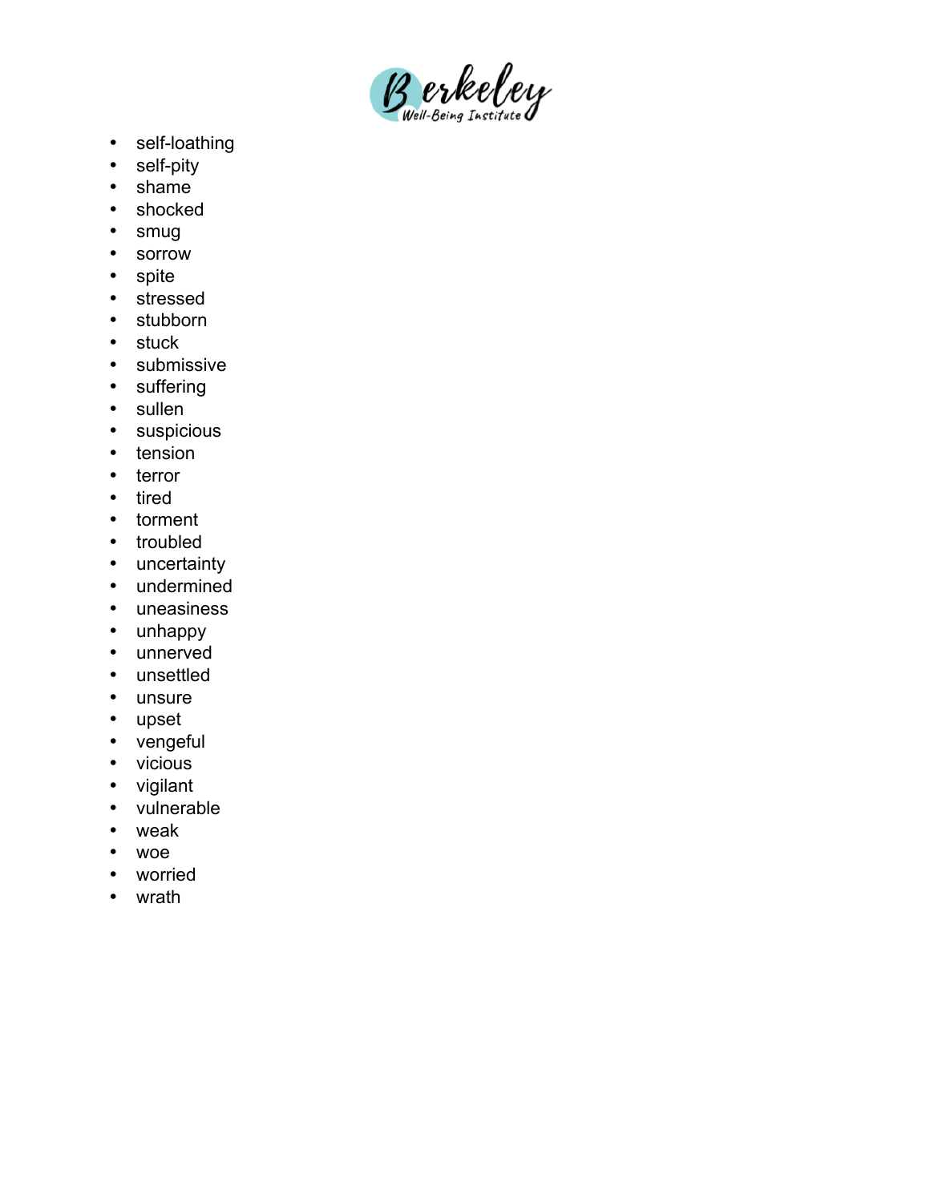- self-loathing
- self-pity
- shame
- shocked
- smug
- sorrow
- spite
- stressed
- stubborn
- stuck
- submissive
- suffering
- sullen
- suspicious
- tension
- terror
- tired
- torment
- troubled
- uncertainty
- undermined
- uneasiness
- unhappy
- unnerved
- unsettled
- unsure
- upset
- vengeful
- vicious
- vigilant
- vulnerable
- weak
- woe
- worried
- wrath